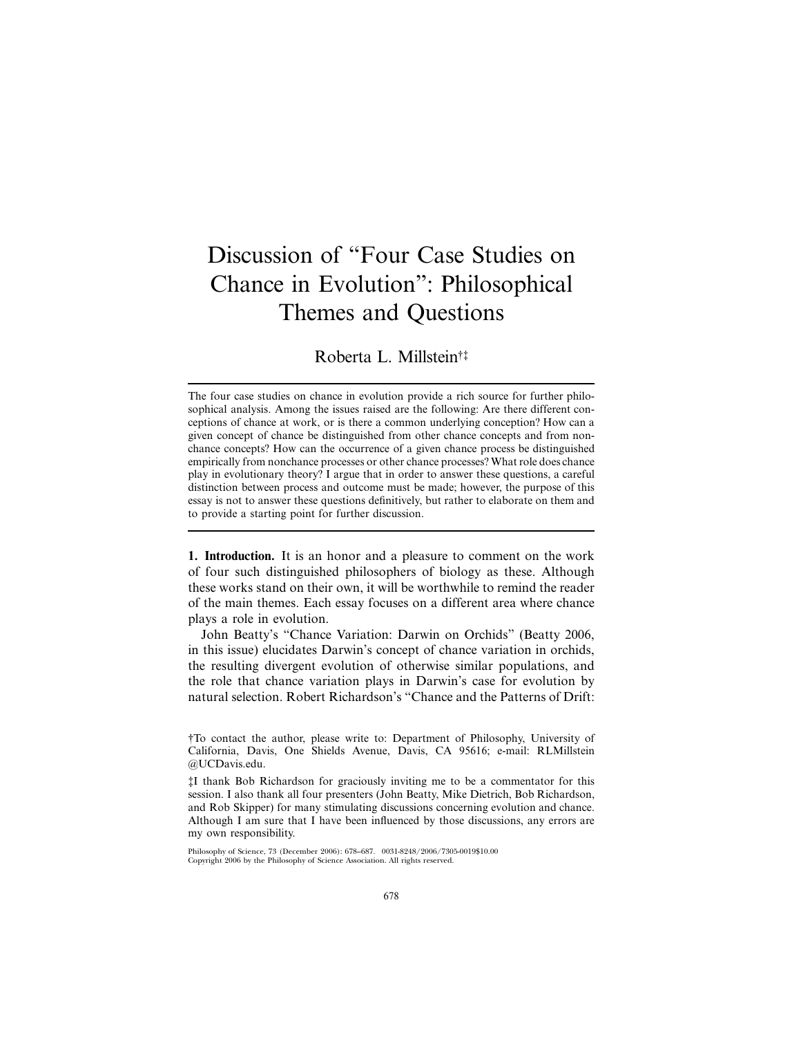# Discussion of "Four Case Studies on Chance in Evolution": Philosophical Themes and Questions

Roberta L. Millstein[†‡]

The four case studies on chance in evolution provide a rich source for further philosophical analysis. Among the issues raised are the following: Are there different conceptions of chance at work, or is there a common underlying conception? How can a given concept of chance be distinguished from other chance concepts and from nonchance concepts? How can the occurrence of a given chance process be distinguished empirically from nonchance processes or other chance processes? What role does chance play in evolutionary theory? I argue that in order to answer these questions, a careful distinction between process and outcome must be made; however, the purpose of this essay is not to answer these questions definitively, but rather to elaborate on them and to provide a starting point for further discussion.

**1. Introduction.** It is an honor and a pleasure to comment on the work of four such distinguished philosophers of biology as these. Although these works stand on their own, it will be worthwhile to remind the reader of the main themes. Each essay focuses on a different area where chance plays a role in evolution.

John Beatty's "Chance Variation: Darwin on Orchids" (Beatty 2006, in this issue) elucidates Darwin's concept of chance variation in orchids, the resulting divergent evolution of otherwise similar populations, and the role that chance variation plays in Darwin's case for evolution by natural selection. Robert Richardson's "Chance and the Patterns of Drift:

†To contact the author, please write to: Department of Philosophy, University of California, Davis, One Shields Avenue, Davis, CA 95616; e-mail: RLMillstein @UCDavis.edu.

‡I thank Bob Richardson for graciously inviting me to be a commentator for this session. I also thank all four presenters (John Beatty, Mike Dietrich, Bob Richardson, and Rob Skipper) for many stimulating discussions concerning evolution and chance. Although I am sure that I have been influenced by those discussions, any errors are my own responsibility.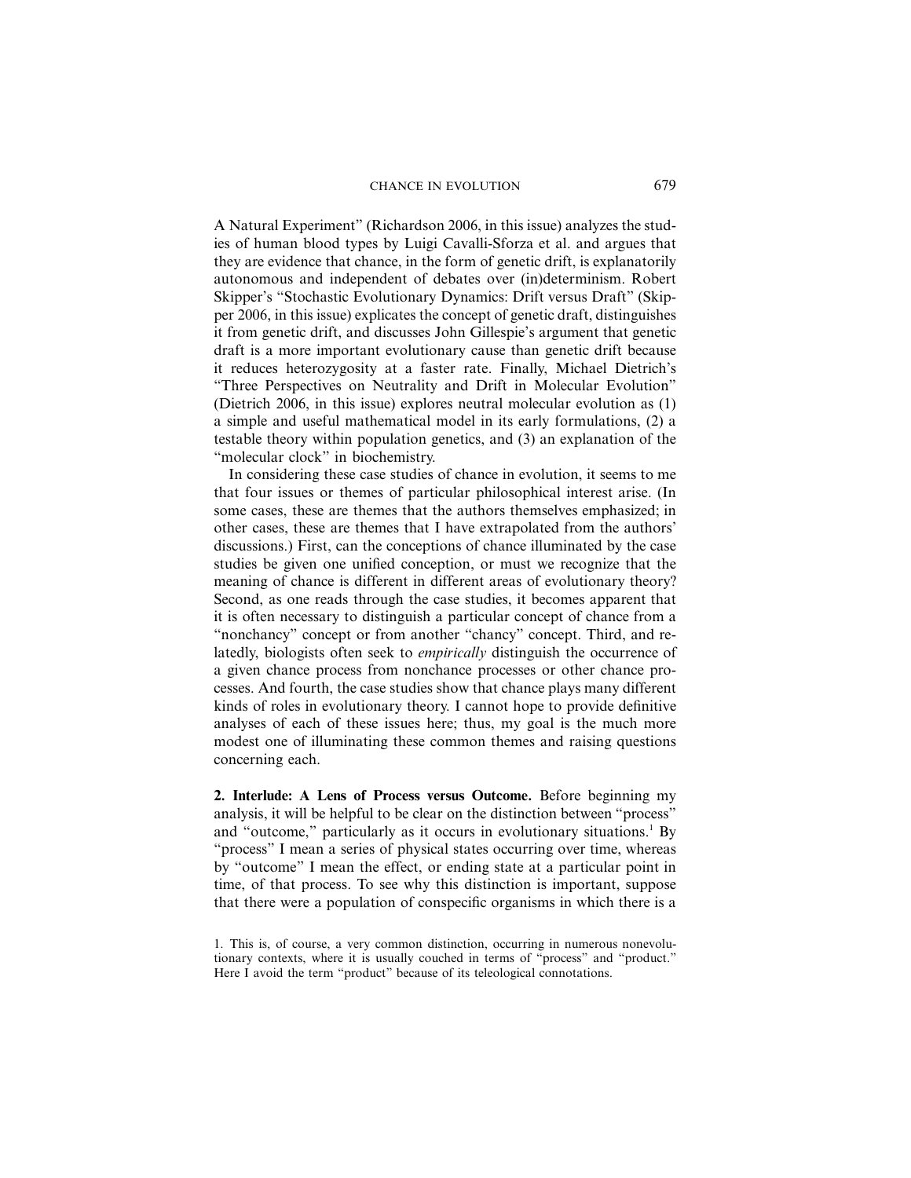A Natural Experiment" (Richardson 2006, in this issue) analyzes the studies of human blood types by Luigi Cavalli-Sforza et al. and argues that they are evidence that chance, in the form of genetic drift, is explanatorily autonomous and independent of debates over (in)determinism. Robert Skipper's "Stochastic Evolutionary Dynamics: Drift versus Draft" (Skipper 2006, in this issue) explicates the concept of genetic draft, distinguishes it from genetic drift, and discusses John Gillespie's argument that genetic draft is a more important evolutionary cause than genetic drift because it reduces heterozygosity at a faster rate. Finally, Michael Dietrich's "Three Perspectives on Neutrality and Drift in Molecular Evolution" (Dietrich 2006, in this issue) explores neutral molecular evolution as (1) a simple and useful mathematical model in its early formulations, (2) a testable theory within population genetics, and (3) an explanation of the "molecular clock" in biochemistry.

In considering these case studies of chance in evolution, it seems to me that four issues or themes of particular philosophical interest arise. (In some cases, these are themes that the authors themselves emphasized; in other cases, these are themes that I have extrapolated from the authors' discussions.) First, can the conceptions of chance illuminated by the case studies be given one unified conception, or must we recognize that the meaning of chance is different in different areas of evolutionary theory? Second, as one reads through the case studies, it becomes apparent that it is often necessary to distinguish a particular concept of chance from a "nonchancy" concept or from another "chancy" concept. Third, and relatedly, biologists often seek to *empirically* distinguish the occurrence of a given chance process from nonchance processes or other chance processes. And fourth, the case studies show that chance plays many different kinds of roles in evolutionary theory. I cannot hope to provide definitive analyses of each of these issues here; thus, my goal is the much more modest one of illuminating these common themes and raising questions concerning each.

**2. Interlude: A Lens of Process versus Outcome.** Before beginning my analysis, it will be helpful to be clear on the distinction between "process" and "outcome," particularly as it occurs in evolutionary situations.[1] By "process" I mean a series of physical states occurring over time, whereas by "outcome" I mean the effect, or ending state at a particular point in time, of that process. To see why this distinction is important, suppose that there were a population of conspecific organisms in which there is a

1. This is, of course, a very common distinction, occurring in numerous nonevolutionary contexts, where it is usually couched in terms of "process" and "product." Here I avoid the term "product" because of its teleological connotations.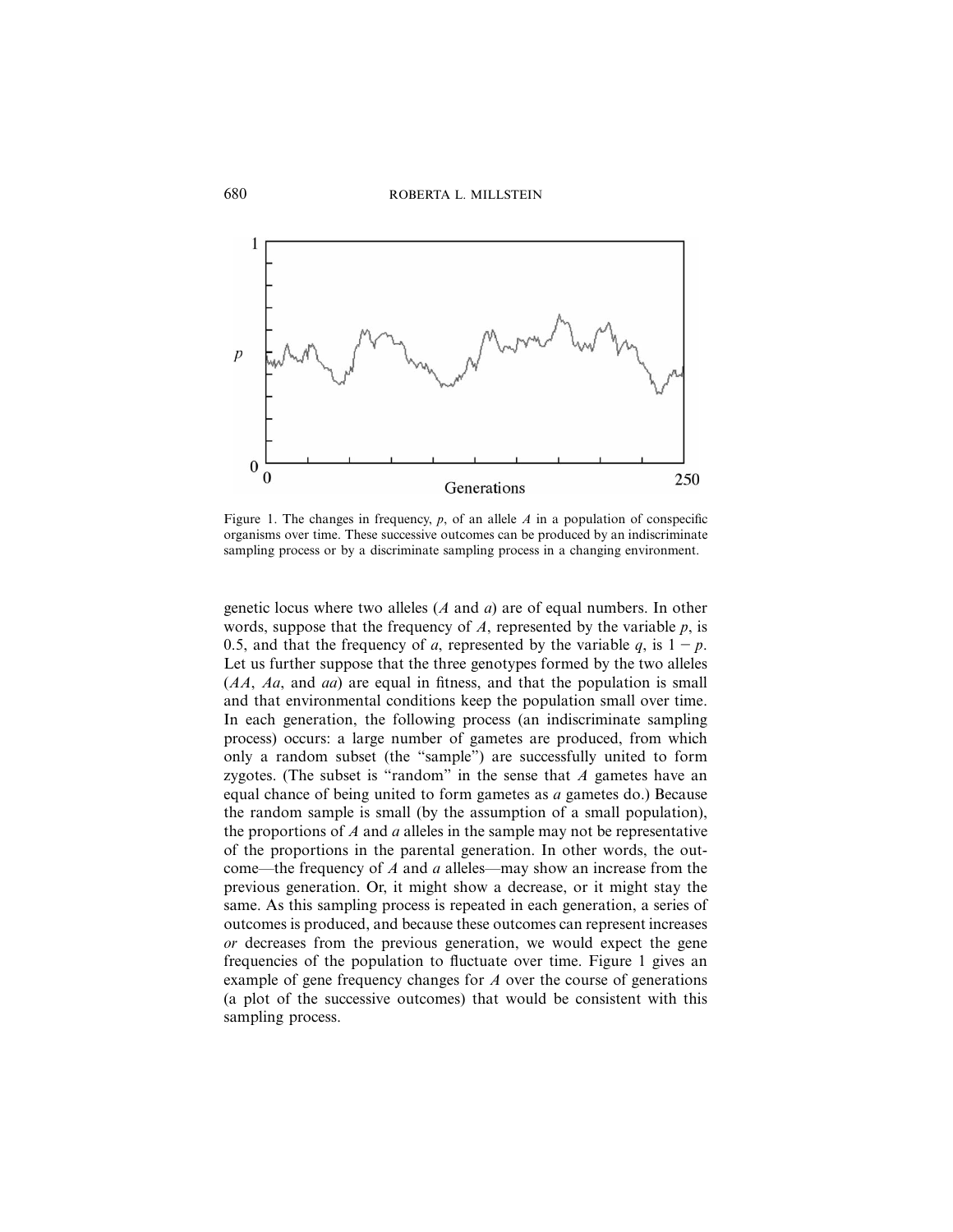1

p

0

0

Generations

250

Figure 1. The changes in frequency, $p$, of an allele $A$ in a population of conspecific organisms over time. These successive outcomes can be produced by an indiscriminate sampling process or by a discriminate sampling process in a changing environment.

genetic locus where two alleles ($A$ and $a$) are of equal numbers. In other words, suppose that the frequency of $A$, represented by the variable $p$, is 0.5, and that the frequency of $a$, represented by the variable $q$, is $1 - p$. Let us further suppose that the three genotypes formed by the two alleles ($AA$, $Aa$, and $aa$) are equal in fitness, and that the population is small and that environmental conditions keep the population small over time. In each generation, the following process (an indiscriminate sampling process) occurs: a large number of gametes are produced, from which only a random subset (the "sample") are successfully united to form zygotes. (The subset is "random" in the sense that $A$ gametes have an equal chance of being united to form gametes as $a$ gametes do.) Because the random sample is small (by the assumption of a small population), the proportions of $A$ and $a$ alleles in the sample may not be representative of the proportions in the parental generation. In other words, the outcome—the frequency of $A$ and $a$ alleles—may show an increase from the previous generation. Or, it might show a decrease, or it might stay the same. As this sampling process is repeated in each generation, a series of outcomes is produced, and because these outcomes can represent increases *or* decreases from the previous generation, we would expect the gene frequencies of the population to fluctuate over time. Figure 1 gives an example of gene frequency changes for $A$ over the course of generations (a plot of the successive outcomes) that would be consistent with this sampling process.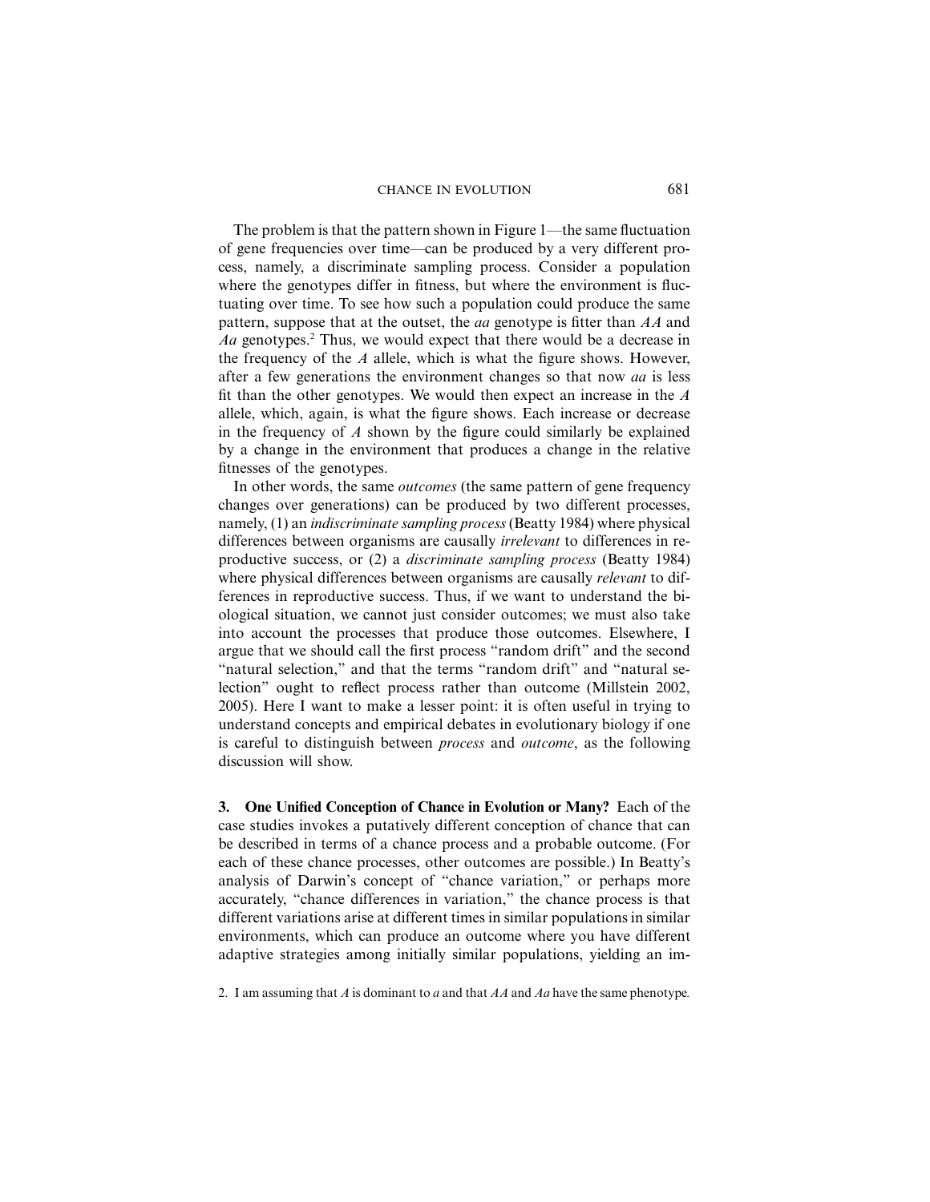The problem is that the pattern shown in Figure 1—the same fluctuation of gene frequencies over time—can be produced by a very different process, namely, a discriminate sampling process. Consider a population where the genotypes differ in fitness, but where the environment is fluctuating over time. To see how such a population could produce the same pattern, suppose that at the outset, the *aa* genotype is fitter than *AA* and *Aa* genotypes.[2] Thus, we would expect that there would be a decrease in the frequency of the *A* allele, which is what the figure shows. However, after a few generations the environment changes so that now *aa* is less fit than the other genotypes. We would then expect an increase in the *A* allele, which, again, is what the figure shows. Each increase or decrease in the frequency of *A* shown by the figure could similarly be explained by a change in the environment that produces a change in the relative fitnesses of the genotypes.

In other words, the same *outcomes* (the same pattern of gene frequency changes over generations) can be produced by two different processes, namely, (1) an *indiscriminate sampling process* (Beatty 1984) where physical differences between organisms are causally *irrelevant* to differences in reproductive success, or (2) a *discriminate sampling process* (Beatty 1984) where physical differences between organisms are causally *relevant* to differences in reproductive success. Thus, if we want to understand the biological situation, we cannot just consider outcomes; we must also take into account the processes that produce those outcomes. Elsewhere, I argue that we should call the first process "random drift" and the second "natural selection," and that the terms "random drift" and "natural selection" ought to reflect process rather than outcome (Millstein 2002, 2005). Here I want to make a lesser point: it is often useful in trying to understand concepts and empirical debates in evolutionary biology if one is careful to distinguish between *process* and *outcome*, as the following discussion will show.

## 3. One Unified Conception of Chance in Evolution or Many?

Each of the case studies invokes a putatively different conception of chance that can be described in terms of a chance process and a probable outcome. (For each of these chance processes, other outcomes are possible.) In Beatty's analysis of Darwin's concept of "chance variation," or perhaps more accurately, "chance differences in variation," the chance process is that different variations arise at different times in similar populations in similar environments, which can produce an outcome where you have different adaptive strategies among initially similar populations, yielding an im-

2. I am assuming that *A* is dominant to *a* and that *AA* and *Aa* have the same phenotype.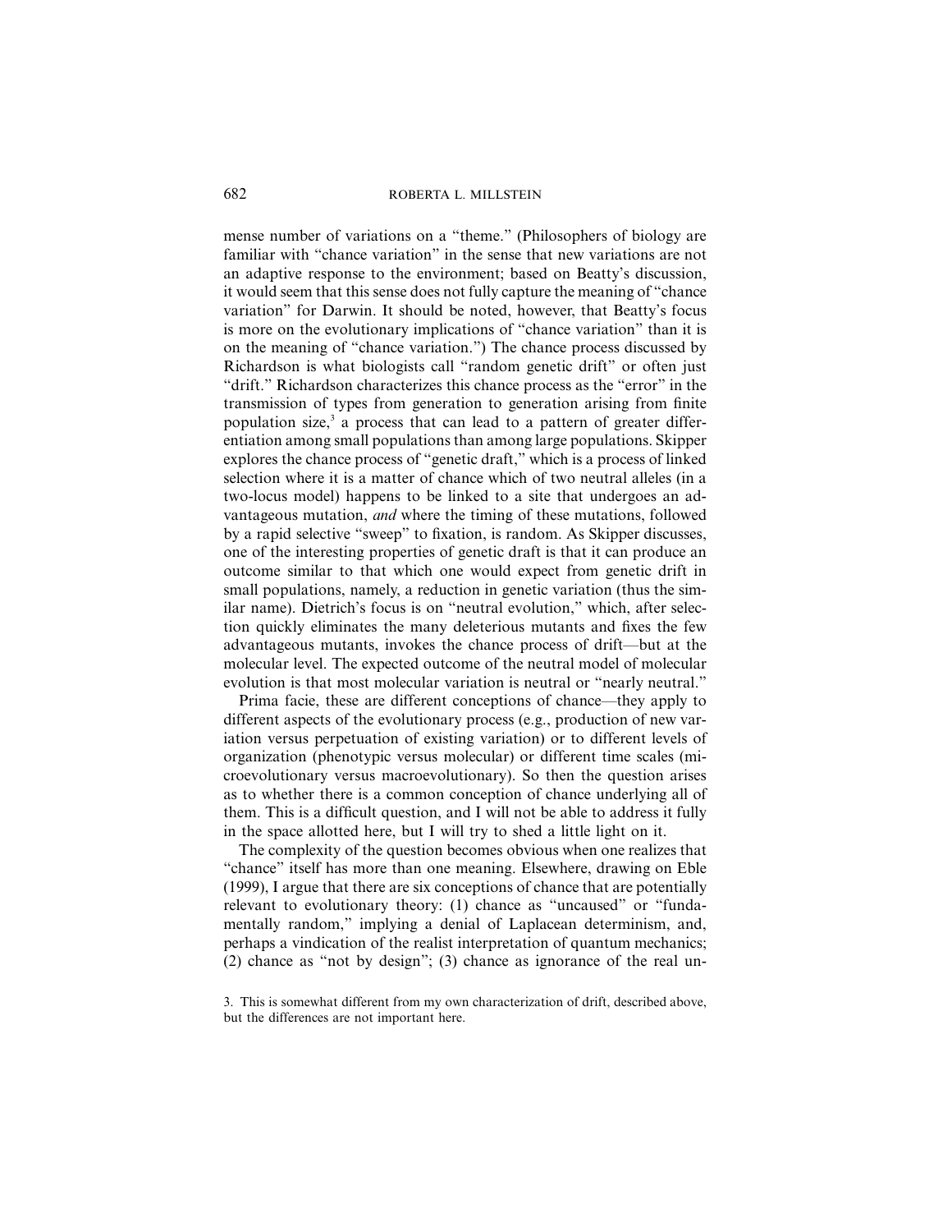mense number of variations on a "theme." (Philosophers of biology are familiar with "chance variation" in the sense that new variations are not an adaptive response to the environment; based on Beatty's discussion, it would seem that this sense does not fully capture the meaning of "chance variation" for Darwin. It should be noted, however, that Beatty's focus is more on the evolutionary implications of "chance variation" than it is on the meaning of "chance variation.") The chance process discussed by Richardson is what biologists call "random genetic drift" or often just "drift." Richardson characterizes this chance process as the "error" in the transmission of types from generation to generation arising from finite population size,[3] a process that can lead to a pattern of greater differentiation among small populations than among large populations. Skipper explores the chance process of "genetic draft," which is a process of linked selection where it is a matter of chance which of two neutral alleles (in a two-locus model) happens to be linked to a site that undergoes an advantageous mutation, *and* where the timing of these mutations, followed by a rapid selective "sweep" to fixation, is random. As Skipper discusses, one of the interesting properties of genetic draft is that it can produce an outcome similar to that which one would expect from genetic drift in small populations, namely, a reduction in genetic variation (thus the similar name). Dietrich's focus is on "neutral evolution," which, after selection quickly eliminates the many deleterious mutants and fixes the few advantageous mutants, invokes the chance process of drift—but at the molecular level. The expected outcome of the neutral model of molecular evolution is that most molecular variation is neutral or "nearly neutral."

Prima facie, these are different conceptions of chance—they apply to different aspects of the evolutionary process (e.g., production of new variation versus perpetuation of existing variation) or to different levels of organization (phenotypic versus molecular) or different time scales (microevolutionary versus macroevolutionary). So then the question arises as to whether there is a common conception of chance underlying all of them. This is a difficult question, and I will not be able to address it fully in the space allotted here, but I will try to shed a little light on it.

The complexity of the question becomes obvious when one realizes that "chance" itself has more than one meaning. Elsewhere, drawing on Eble (1999), I argue that there are six conceptions of chance that are potentially relevant to evolutionary theory: (1) chance as "uncaused" or "fundamentally random," implying a denial of Laplacean determinism, and, perhaps a vindication of the realist interpretation of quantum mechanics; (2) chance as "not by design"; (3) chance as ignorance of the real un-

3. This is somewhat different from my own characterization of drift, described above, but the differences are not important here.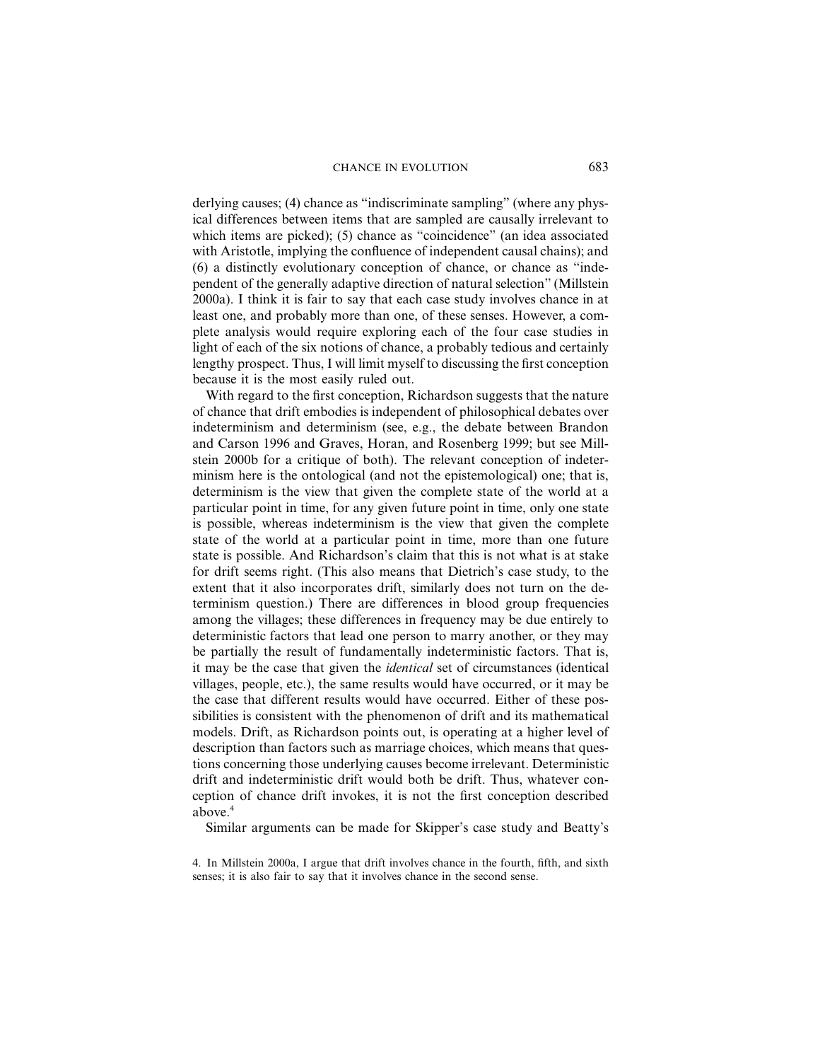derlying causes; (4) chance as "indiscriminate sampling" (where any physical differences between items that are sampled are causally irrelevant to which items are picked); (5) chance as "coincidence" (an idea associated with Aristotle, implying the confluence of independent causal chains); and (6) a distinctly evolutionary conception of chance, or chance as "independent of the generally adaptive direction of natural selection" (Millstein 2000a). I think it is fair to say that each case study involves chance in at least one, and probably more than one, of these senses. However, a complete analysis would require exploring each of the four case studies in light of each of the six notions of chance, a probably tedious and certainly lengthy prospect. Thus, I will limit myself to discussing the first conception because it is the most easily ruled out.

With regard to the first conception, Richardson suggests that the nature of chance that drift embodies is independent of philosophical debates over indeterminism and determinism (see, e.g., the debate between Brandon and Carson 1996 and Graves, Horan, and Rosenberg 1999; but see Millstein 2000b for a critique of both). The relevant conception of indeterminism here is the ontological (and not the epistemological) one; that is, determinism is the view that given the complete state of the world at a particular point in time, for any given future point in time, only one state is possible, whereas indeterminism is the view that given the complete state of the world at a particular point in time, more than one future state is possible. And Richardson's claim that this is not what is at stake for drift seems right. (This also means that Dietrich's case study, to the extent that it also incorporates drift, similarly does not turn on the determinism question.) There are differences in blood group frequencies among the villages; these differences in frequency may be due entirely to deterministic factors that lead one person to marry another, or they may be partially the result of fundamentally indeterministic factors. That is, it may be the case that given the *identical* set of circumstances (identical villages, people, etc.), the same results would have occurred, or it may be the case that different results would have occurred. Either of these possibilities is consistent with the phenomenon of drift and its mathematical models. Drift, as Richardson points out, is operating at a higher level of description than factors such as marriage choices, which means that questions concerning those underlying causes become irrelevant. Deterministic drift and indeterministic drift would both be drift. Thus, whatever conception of chance drift invokes, it is not the first conception described above.[4]

Similar arguments can be made for Skipper's case study and Beatty's

4. In Millstein 2000a, I argue that drift involves chance in the fourth, fifth, and sixth senses; it is also fair to say that it involves chance in the second sense.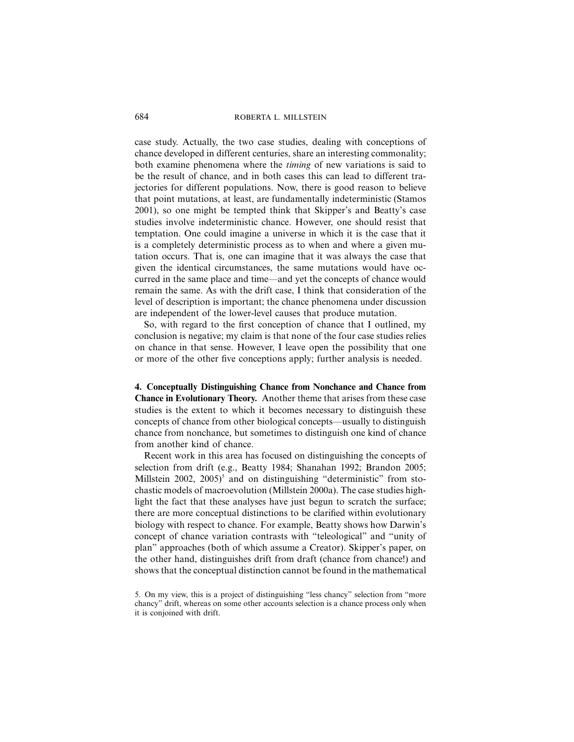case study. Actually, the two case studies, dealing with conceptions of chance developed in different centuries, share an interesting commonality; both examine phenomena where the *timing* of new variations is said to be the result of chance, and in both cases this can lead to different trajectories for different populations. Now, there is good reason to believe that point mutations, at least, are fundamentally indeterministic (Stamos 2001), so one might be tempted think that Skipper's and Beatty's case studies involve indeterministic chance. However, one should resist that temptation. One could imagine a universe in which it is the case that it is a completely deterministic process as to when and where a given mutation occurs. That is, one can imagine that it was always the case that given the identical circumstances, the same mutations would have occurred in the same place and time—and yet the concepts of chance would remain the same. As with the drift case, I think that consideration of the level of description is important; the chance phenomena under discussion are independent of the lower-level causes that produce mutation.

So, with regard to the first conception of chance that I outlined, my conclusion is negative; my claim is that none of the four case studies relies on chance in that sense. However, I leave open the possibility that one or more of the other five conceptions apply; further analysis is needed.

**4. Conceptually Distinguishing Chance from Nonchance and Chance from Chance in Evolutionary Theory.** Another theme that arises from these case studies is the extent to which it becomes necessary to distinguish these concepts of chance from other biological concepts—usually to distinguish chance from nonchance, but sometimes to distinguish one kind of chance from another kind of chance.

Recent work in this area has focused on distinguishing the concepts of selection from drift (e.g., Beatty 1984; Shanahan 1992; Brandon 2005; Millstein 2002, 2005)[5] and on distinguishing "deterministic" from stochastic models of macroevolution (Millstein 2000a). The case studies highlight the fact that these analyses have just begun to scratch the surface; there are more conceptual distinctions to be clarified within evolutionary biology with respect to chance. For example, Beatty shows how Darwin's concept of chance variation contrasts with "teleological" and "unity of plan" approaches (both of which assume a Creator). Skipper's paper, on the other hand, distinguishes drift from draft (chance from chance!) and shows that the conceptual distinction cannot be found in the mathematical

5. On my view, this is a project of distinguishing "less chancy" selection from "more chancy" drift, whereas on some other accounts selection is a chance process only when it is conjoined with drift.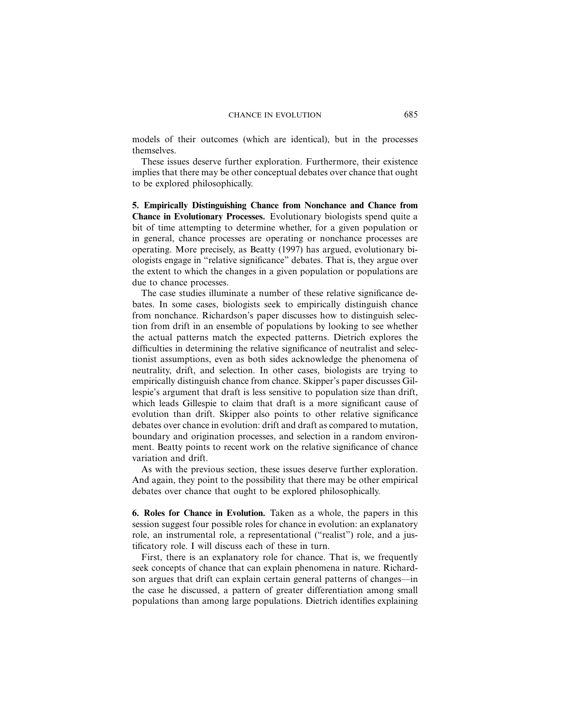models of their outcomes (which are identical), but in the processes themselves.

These issues deserve further exploration. Furthermore, their existence implies that there may be other conceptual debates over chance that ought to be explored philosophically.

**5. Empirically Distinguishing Chance from Nonchance and Chance from Chance in Evolutionary Processes.** Evolutionary biologists spend quite a bit of time attempting to determine whether, for a given population or in general, chance processes are operating or nonchance processes are operating. More precisely, as Beatty (1997) has argued, evolutionary biologists engage in "relative significance" debates. That is, they argue over the extent to which the changes in a given population or populations are due to chance processes.

The case studies illuminate a number of these relative significance debates. In some cases, biologists seek to empirically distinguish chance from nonchance. Richardson's paper discusses how to distinguish selection from drift in an ensemble of populations by looking to see whether the actual patterns match the expected patterns. Dietrich explores the difficulties in determining the relative significance of neutralist and selectionist assumptions, even as both sides acknowledge the phenomena of neutrality, drift, and selection. In other cases, biologists are trying to empirically distinguish chance from chance. Skipper's paper discusses Gillespie's argument that draft is less sensitive to population size than drift, which leads Gillespie to claim that draft is a more significant cause of evolution than drift. Skipper also points to other relative significance debates over chance in evolution: drift and draft as compared to mutation, boundary and origination processes, and selection in a random environment. Beatty points to recent work on the relative significance of chance variation and drift.

As with the previous section, these issues deserve further exploration. And again, they point to the possibility that there may be other empirical debates over chance that ought to be explored philosophically.

**6. Roles for Chance in Evolution.** Taken as a whole, the papers in this session suggest four possible roles for chance in evolution: an explanatory role, an instrumental role, a representational ("realist") role, and a justificatory role. I will discuss each of these in turn.

First, there is an explanatory role for chance. That is, we frequently seek concepts of chance that can explain phenomena in nature. Richardson argues that drift can explain certain general patterns of changes—in the case he discussed, a pattern of greater differentiation among small populations than among large populations. Dietrich identifies explaining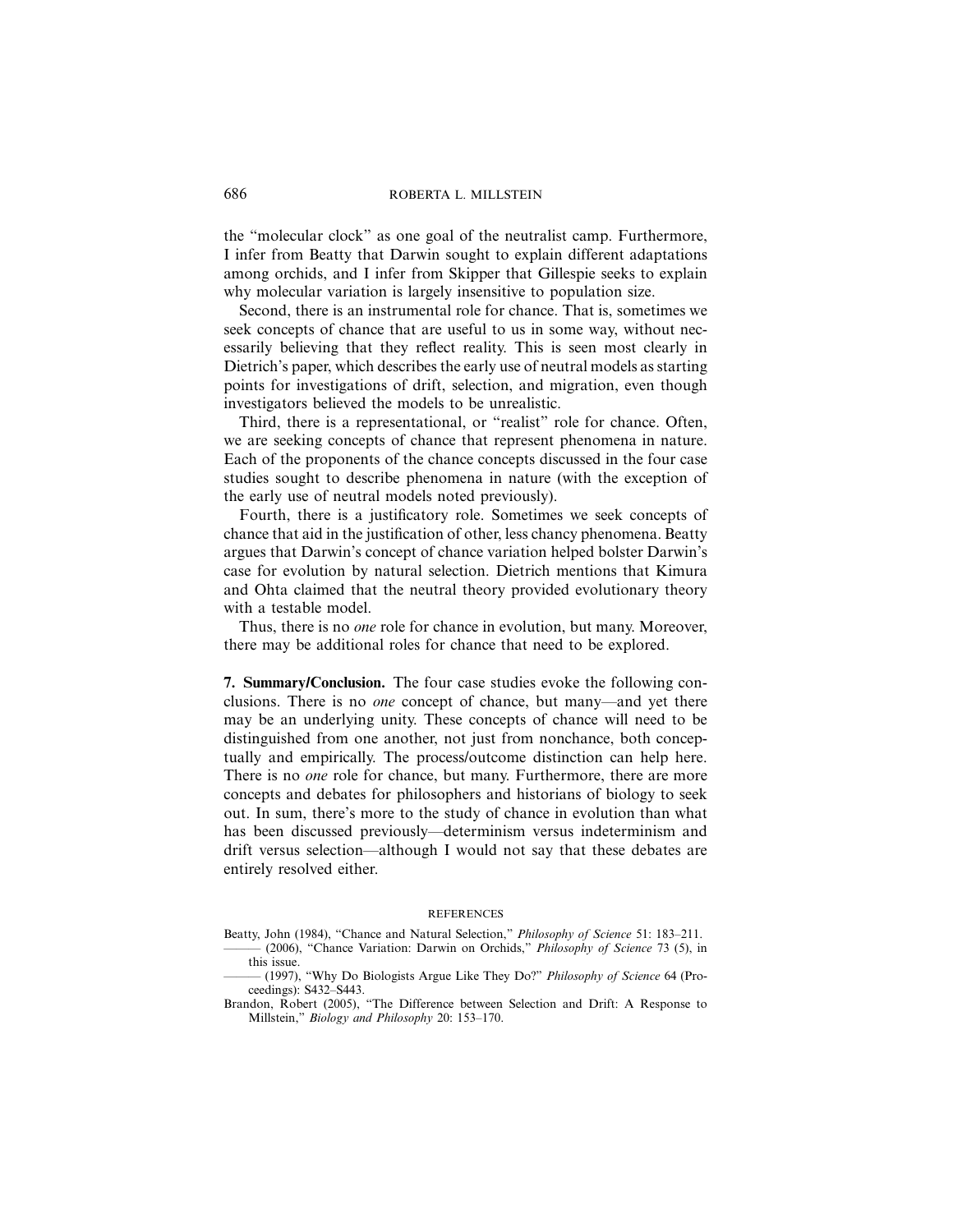the "molecular clock" as one goal of the neutralist camp. Furthermore, I infer from Beatty that Darwin sought to explain different adaptations among orchids, and I infer from Skipper that Gillespie seeks to explain why molecular variation is largely insensitive to population size.

Second, there is an instrumental role for chance. That is, sometimes we seek concepts of chance that are useful to us in some way, without necessarily believing that they reflect reality. This is seen most clearly in Dietrich's paper, which describes the early use of neutral models as starting points for investigations of drift, selection, and migration, even though investigators believed the models to be unrealistic.

Third, there is a representational, or "realist" role for chance. Often, we are seeking concepts of chance that represent phenomena in nature. Each of the proponents of the chance concepts discussed in the four case studies sought to describe phenomena in nature (with the exception of the early use of neutral models noted previously).

Fourth, there is a justificatory role. Sometimes we seek concepts of chance that aid in the justification of other, less chancy phenomena. Beatty argues that Darwin's concept of chance variation helped bolster Darwin's case for evolution by natural selection. Dietrich mentions that Kimura and Ohta claimed that the neutral theory provided evolutionary theory with a testable model.

Thus, there is no *one* role for chance in evolution, but many. Moreover, there may be additional roles for chance that need to be explored.

**7. Summary/Conclusion.** The four case studies evoke the following conclusions. There is no *one* concept of chance, but many—and yet there may be an underlying unity. These concepts of chance will need to be distinguished from one another, not just from nonchance, both conceptually and empirically. The process/outcome distinction can help here. There is no *one* role for chance, but many. Furthermore, there are more concepts and debates for philosophers and historians of biology to seek out. In sum, there's more to the study of chance in evolution than what has been discussed previously—determinism versus indeterminism and drift versus selection—although I would not say that these debates are entirely resolved either.

## REFERENCES

Beatty, John (1984), "Chance and Natural Selection," *Philosophy of Science* 51: 183–211.

——— (2006), "Chance Variation: Darwin on Orchids," *Philosophy of Science* 73 (5), in this issue.

——— (1997), "Why Do Biologists Argue Like They Do?" *Philosophy of Science* 64 (Proceedings): S432–S443.

Brandon, Robert (2005), "The Difference between Selection and Drift: A Response to Millstein," *Biology and Philosophy* 20: 153–170.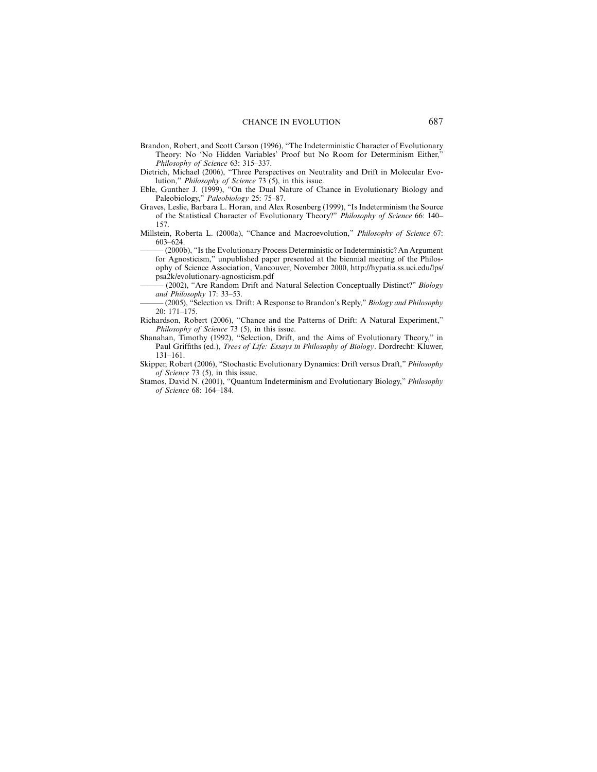Brandon, Robert, and Scott Carson (1996), "The Indeterministic Character of Evolutionary Theory: No 'No Hidden Variables' Proof but No Room for Determinism Either," *Philosophy of Science* 63: 315–337.

Dietrich, Michael (2006), "Three Perspectives on Neutrality and Drift in Molecular Evolution," *Philosophy of Science* 73 (5), in this issue.

Eble, Gunther J. (1999), "On the Dual Nature of Chance in Evolutionary Biology and Paleobiology," *Paleobiology* 25: 75–87.

Graves, Leslie, Barbara L. Horan, and Alex Rosenberg (1999), "Is Indeterminism the Source of the Statistical Character of Evolutionary Theory?" *Philosophy of Science* 66: 140–157.

Millstein, Roberta L. (2000a), "Chance and Macroevolution," *Philosophy of Science* 67: 603–624.

——— (2000b), "Is the Evolutionary Process Deterministic or Indeterministic? An Argument for Agnosticism," unpublished paper presented at the biennial meeting of the Philosophy of Science Association, Vancouver, November 2000, http://hypatia.ss.uci.edu/lps/psa2k/evolutionary-agnosticism.pdf

——— (2002), "Are Random Drift and Natural Selection Conceptually Distinct?" *Biology and Philosophy* 17: 33–53.

——— (2005), "Selection vs. Drift: A Response to Brandon's Reply," *Biology and Philosophy* 20: 171–175.

Richardson, Robert (2006), "Chance and the Patterns of Drift: A Natural Experiment," *Philosophy of Science* 73 (5), in this issue.

Shanahan, Timothy (1992), "Selection, Drift, and the Aims of Evolutionary Theory," in Paul Griffiths (ed.), *Trees of Life: Essays in Philosophy of Biology*. Dordrecht: Kluwer, 131–161.

Skipper, Robert (2006), "Stochastic Evolutionary Dynamics: Drift versus Draft," *Philosophy of Science* 73 (5), in this issue.

Stamos, David N. (2001), "Quantum Indeterminism and Evolutionary Biology," *Philosophy of Science* 68: 164–184.